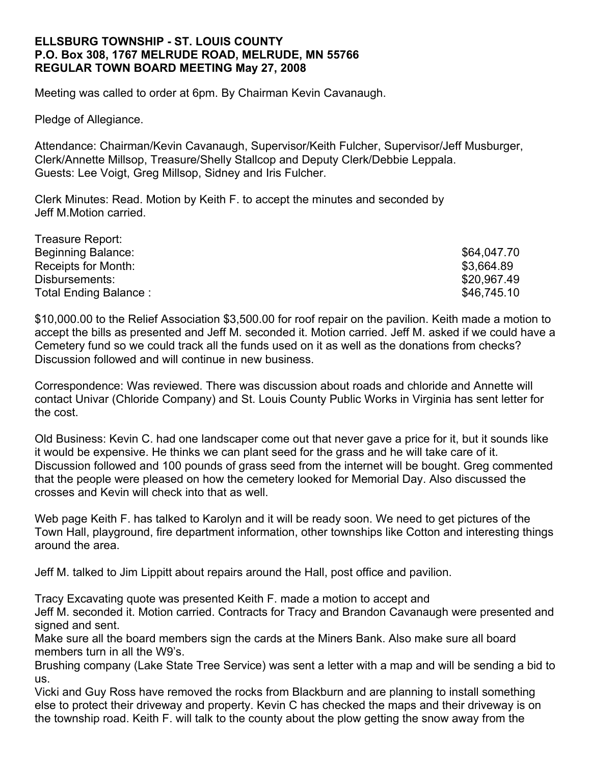**ELLSBURG TOWNSHIP - ST. LOUIS COUNTY**
**P.O. Box 308, 1767 MELRUDE ROAD, MELRUDE, MN 55766**
**REGULAR TOWN BOARD MEETING May 27, 2008**

Meeting was called to order at 6pm. By Chairman Kevin Cavanaugh.

Pledge of Allegiance.

Attendance: Chairman/Kevin Cavanaugh, Supervisor/Keith Fulcher, Supervisor/Jeff Musburger, Clerk/Annette Millsop, Treasure/Shelly Stallcop and Deputy Clerk/Debbie Leppala.
Guests: Lee Voigt, Greg Millsop, Sidney and Iris Fulcher.

Clerk Minutes: Read. Motion by Keith F. to accept the minutes and seconded by Jeff M.Motion carried.

| Treasure Report: | |
|---|---|
| Beginning Balance: | $64,047.70 |
| Receipts for Month: | $3,664.89 |
| Disbursements: | $20,967.49 |
| Total Ending Balance : | $46,745.10 |

$10,000.00 to the Relief Association $3,500.00 for roof repair on the pavilion. Keith made a motion to accept the bills as presented and Jeff M. seconded it. Motion carried. Jeff M. asked if we could have a Cemetery fund so we could track all the funds used on it as well as the donations from checks? Discussion followed and will continue in new business.

Correspondence: Was reviewed. There was discussion about roads and chloride and Annette will contact Univar (Chloride Company) and St. Louis County Public Works in Virginia has sent letter for the cost.

Old Business: Kevin C. had one landscaper come out that never gave a price for it, but it sounds like it would be expensive. He thinks we can plant seed for the grass and he will take care of it. Discussion followed and 100 pounds of grass seed from the internet will be bought. Greg commented that the people were pleased on how the cemetery looked for Memorial Day. Also discussed the crosses and Kevin will check into that as well.

Web page Keith F. has talked to Karolyn and it will be ready soon. We need to get pictures of the Town Hall, playground, fire department information, other townships like Cotton and interesting things around the area.

Jeff M. talked to Jim Lippitt about repairs around the Hall, post office and pavilion.

Tracy Excavating quote was presented Keith F. made a motion to accept and
Jeff M. seconded it. Motion carried. Contracts for Tracy and Brandon Cavanaugh were presented and signed and sent.
Make sure all the board members sign the cards at the Miners Bank. Also make sure all board members turn in all the W9's.
Brushing company (Lake State Tree Service) was sent a letter with a map and will be sending a bid to us.
Vicki and Guy Ross have removed the rocks from Blackburn and are planning to install something else to protect their driveway and property. Kevin C has checked the maps and their driveway is on the township road. Keith F. will talk to the county about the plow getting the snow away from the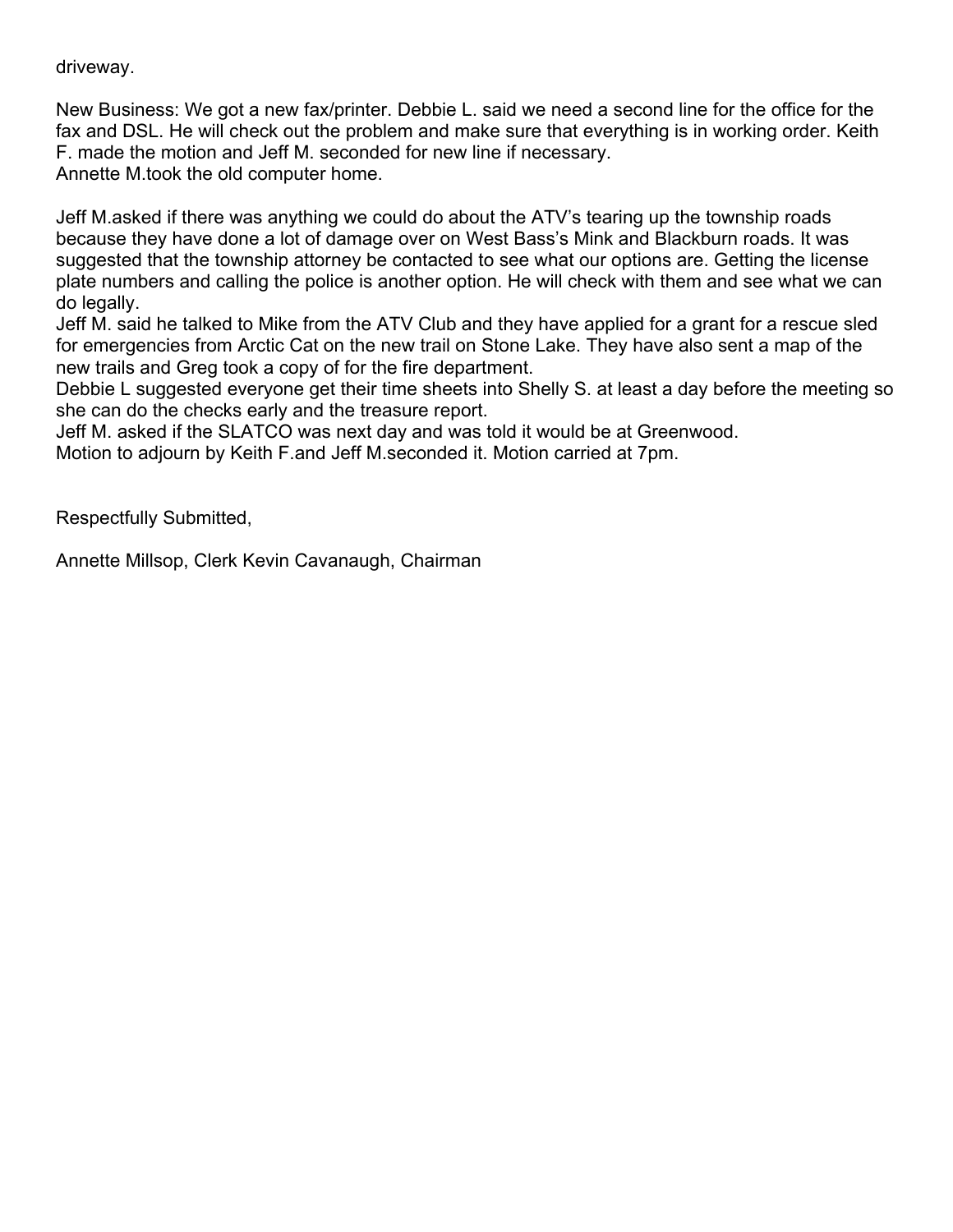driveway.

New Business: We got a new fax/printer. Debbie L. said we need a second line for the office for the fax and DSL. He will check out the problem and make sure that everything is in working order. Keith F. made the motion and Jeff M. seconded for new line if necessary.
Annette M.took the old computer home.

Jeff M.asked if there was anything we could do about the ATV's tearing up the township roads because they have done a lot of damage over on West Bass's Mink and Blackburn roads. It was suggested that the township attorney be contacted to see what our options are. Getting the license plate numbers and calling the police is another option. He will check with them and see what we can do legally.
Jeff M. said he talked to Mike from the ATV Club and they have applied for a grant for a rescue sled for emergencies from Arctic Cat on the new trail on Stone Lake. They have also sent a map of the new trails and Greg took a copy of for the fire department.
Debbie L suggested everyone get their time sheets into Shelly S. at least a day before the meeting so she can do the checks early and the treasure report.
Jeff M. asked if the SLATCO was next day and was told it would be at Greenwood.
Motion to adjourn by Keith F.and Jeff M.seconded it. Motion carried at 7pm.

Respectfully Submitted,

Annette Millsop, Clerk Kevin Cavanaugh, Chairman